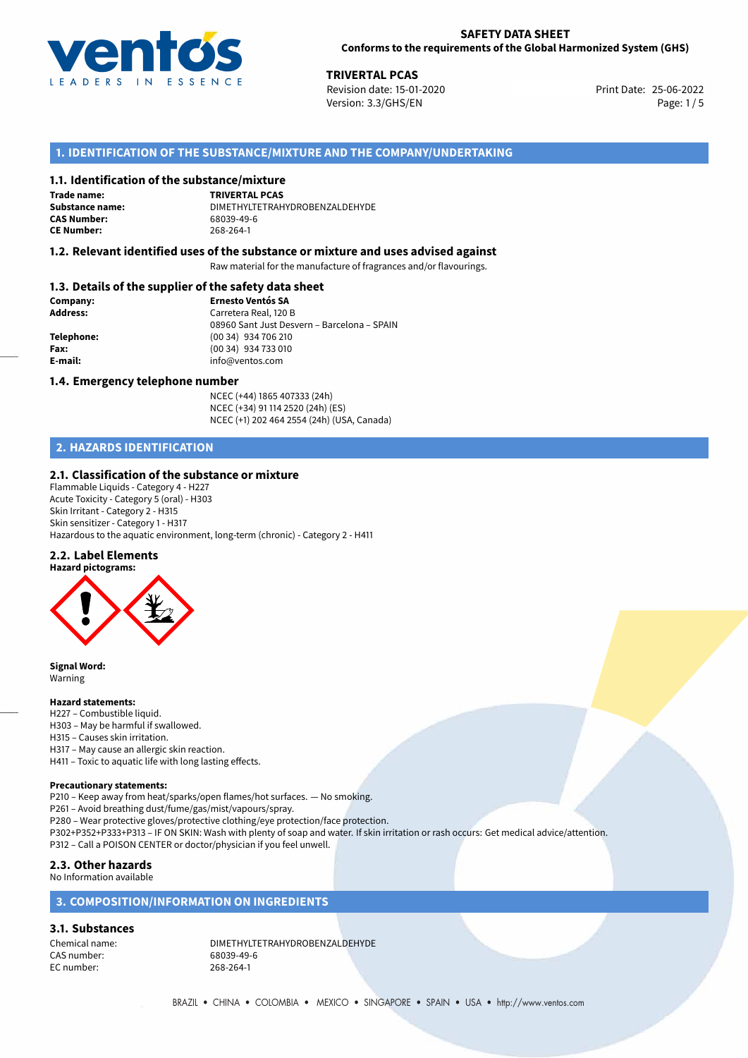**SAFETY DATA SHEET**
**Conforms to the requirements of the Global Harmonized System (GHS)**

**TRIVERTAL PCAS**
Revision date: 15-01-2020
Version: 3.3/GHS/EN
Print Date: 25-06-2022

## 1. IDENTIFICATION OF THE SUBSTANCE/MIXTURE AND THE COMPANY/UNDERTAKING

### 1.1. Identification of the substance/mixture

**Trade name:** TRIVERTAL PCAS
**Substance name:** DIMETHYLTETRAHYDROBENZALDEHYDE
**CAS Number:** 68039-49-6
**CE Number:** 268-264-1

### 1.2. Relevant identified uses of the substance or mixture and uses advised against

Raw material for the manufacture of fragrances and/or flavourings.

### 1.3. Details of the supplier of the safety data sheet

**Company:** Ernesto Ventós SA
**Address:** Carretera Real, 120 B
08960 Sant Just Desvern – Barcelona – SPAIN
**Telephone:** (00 34) 934 706 210
**Fax:** (00 34) 934 733 010
**E-mail:** info@ventos.com

### 1.4. Emergency telephone number

NCEC (+44) 1865 407333 (24h)
NCEC (+34) 91 114 2520 (24h) (ES)
NCEC (+1) 202 464 2554 (24h) (USA, Canada)

## 2. HAZARDS IDENTIFICATION

### 2.1. Classification of the substance or mixture

Flammable Liquids - Category 4 - H227
Acute Toxicity - Category 5 (oral) - H303
Skin Irritant - Category 2 - H315
Skin sensitizer - Category 1 - H317
Hazardous to the aquatic environment, long-term (chronic) - Category 2 - H411

### 2.2. Label Elements

**Hazard pictograms:**

**Signal Word:**
Warning

**Hazard statements:**
H227 – Combustible liquid.
H303 – May be harmful if swallowed.
H315 – Causes skin irritation.
H317 – May cause an allergic skin reaction.
H411 – Toxic to aquatic life with long lasting effects.

**Precautionary statements:**
P210 – Keep away from heat/sparks/open flames/hot surfaces. — No smoking.
P261 – Avoid breathing dust/fume/gas/mist/vapours/spray.
P280 – Wear protective gloves/protective clothing/eye protection/face protection.
P302+P352+P333+P313 – IF ON SKIN: Wash with plenty of soap and water. If skin irritation or rash occurs: Get medical advice/attention.
P312 – Call a POISON CENTER or doctor/physician if you feel unwell.

### 2.3. Other hazards

No Information available

## 3. COMPOSITION/INFORMATION ON INGREDIENTS

### 3.1. Substances

Chemical name: DIMETHYLTETRAHYDROBENZALDEHYDE
CAS number: 68039-49-6
EC number: 268-264-1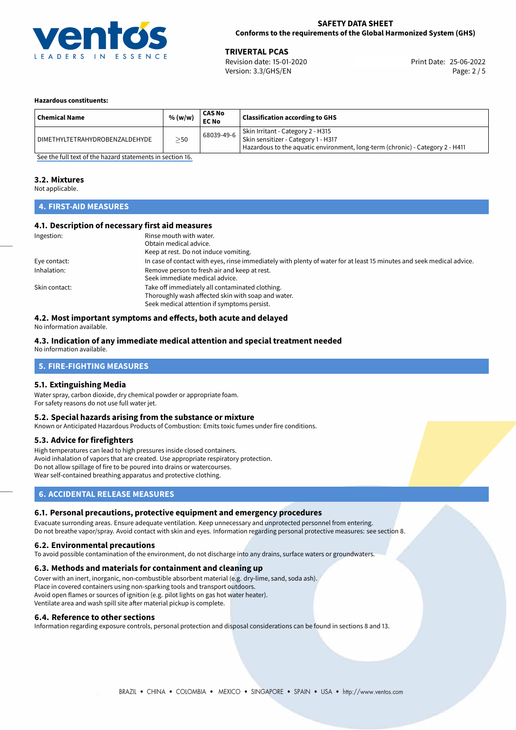**Hazardous constituents:**

| Chemical Name | % (w/w) | CAS No EC No | Classification according to GHS |
|---|---|---|---|
| DIMETHYLTETRAHYDROBENZALDEHYDE | $\geq$50 | 68039-49-6 | Skin Irritant - Category 2 - H315<br>Skin sensitizer - Category 1 - H317<br>Hazardous to the aquatic environment, long-term (chronic) - Category 2 - H411 |

See the full text of the hazard statements in section 16.

### 3.2. Mixtures

Not applicable.

## 4. FIRST-AID MEASURES

### 4.1. Description of necessary first aid measures

Ingestion: Rinse mouth with water.
Obtain medical advice.
Keep at rest. Do not induce vomiting.

Eye contact: In case of contact with eyes, rinse immediately with plenty of water for at least 15 minutes and seek medical advice.

Inhalation: Remove person to fresh air and keep at rest.
Seek immediate medical advice.

Skin contact: Take off immediately all contaminated clothing.
Thoroughly wash affected skin with soap and water.
Seek medical attention if symptoms persist.

### 4.2. Most important symptoms and effects, both acute and delayed

No information available.

### 4.3. Indication of any immediate medical attention and special treatment needed

No information available.

## 5. FIRE-FIGHTING MEASURES

### 5.1. Extinguishing Media

Water spray, carbon dioxide, dry chemical powder or appropriate foam.
For safety reasons do not use full water jet.

### 5.2. Special hazards arising from the substance or mixture

Known or Anticipated Hazardous Products of Combustion: Emits toxic fumes under fire conditions.

### 5.3. Advice for firefighters

High temperatures can lead to high pressures inside closed containers.
Avoid inhalation of vapors that are created. Use appropriate respiratory protection.
Do not allow spillage of fire to be poured into drains or watercourses.
Wear self-contained breathing apparatus and protective clothing.

## 6. ACCIDENTAL RELEASE MEASURES

### 6.1. Personal precautions, protective equipment and emergency procedures

Evacuate surronding areas. Ensure adequate ventilation. Keep unnecessary and unprotected personnel from entering.
Do not breathe vapor/spray. Avoid contact with skin and eyes. Information regarding personal protective measures: see section 8.

### 6.2. Environmental precautions

To avoid possible contamination of the environment, do not discharge into any drains, surface waters or groundwaters.

### 6.3. Methods and materials for containment and cleaning up

Cover with an inert, inorganic, non-combustible absorbent material (e.g. dry-lime, sand, soda ash).
Place in covered containers using non-sparking tools and transport outdoors.
Avoid open flames or sources of ignition (e.g. pilot lights on gas hot water heater).
Ventilate area and wash spill site after material pickup is complete.

### 6.4. Reference to other sections

Information regarding exposure controls, personal protection and disposal considerations can be found in sections 8 and 13.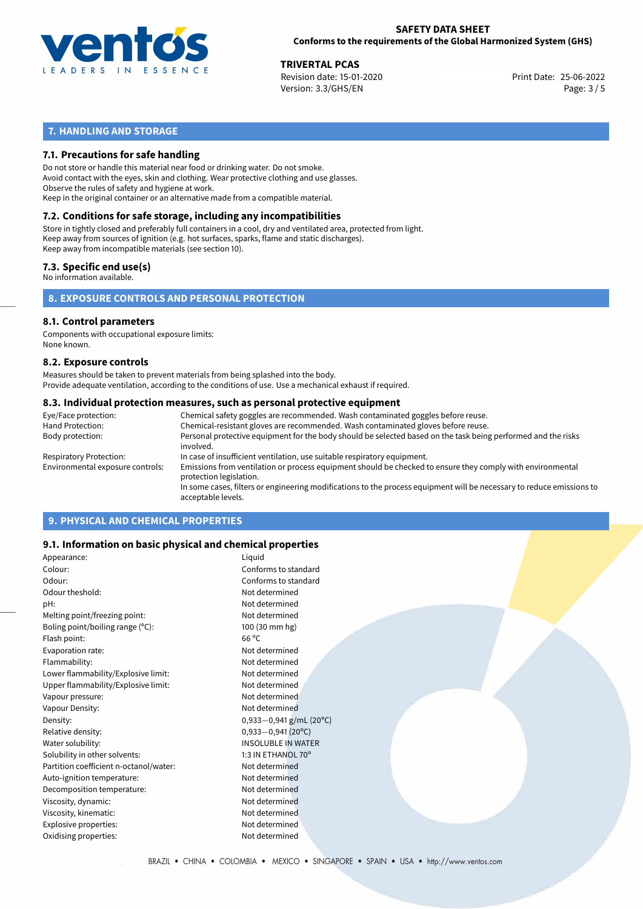## 7. HANDLING AND STORAGE

### 7.1. Precautions for safe handling

Do not store or handle this material near food or drinking water. Do not smoke.
Avoid contact with the eyes, skin and clothing. Wear protective clothing and use glasses.
Observe the rules of safety and hygiene at work.
Keep in the original container or an alternative made from a compatible material.

### 7.2. Conditions for safe storage, including any incompatibilities

Store in tightly closed and preferably full containers in a cool, dry and ventilated area, protected from light.
Keep away from sources of ignition (e.g. hot surfaces, sparks, flame and static discharges).
Keep away from incompatible materials (see section 10).

### 7.3. Specific end use(s)

No information available.

## 8. EXPOSURE CONTROLS AND PERSONAL PROTECTION

### 8.1. Control parameters

Components with occupational exposure limits:
None known.

### 8.2. Exposure controls

Measures should be taken to prevent materials from being splashed into the body.
Provide adequate ventilation, according to the conditions of use. Use a mechanical exhaust if required.

### 8.3. Individual protection measures, such as personal protective equipment

| | |
|---|---|
| Eye/Face protection: | Chemical safety goggles are recommended. Wash contaminated goggles before reuse. |
| Hand Protection: | Chemical-resistant gloves are recommended. Wash contaminated gloves before reuse. |
| Body protection: | Personal protective equipment for the body should be selected based on the task being performed and the risks involved. |
| Respiratory Protection: | In case of insufficient ventilation, use suitable respiratory equipment. |
| Environmental exposure controls: | Emissions from ventilation or process equipment should be checked to ensure they comply with environmental protection legislation. In some cases, filters or engineering modifications to the process equipment will be necessary to reduce emissions to acceptable levels. |

## 9. PHYSICAL AND CHEMICAL PROPERTIES

### 9.1. Information on basic physical and chemical properties

| | |
|---|---|
| Appearance: | Liquid |
| Colour: | Conforms to standard |
| Odour: | Conforms to standard |
| Odour theshold: | Not determined |
| pH: | Not determined |
| Melting point/freezing point: | Not determined |
| Boling point/boiling range (°C): | 100 (30 mm hg) |
| Flash point: | 66 °C |
| Evaporation rate: | Not determined |
| Flammability: | Not determined |
| Lower flammability/Explosive limit: | Not determined |
| Upper flammability/Explosive limit: | Not determined |
| Vapour pressure: | Not determined |
| Vapour Density: | Not determined |
| Density: | 0,933−0,941 g/mL (20°C) |
| Relative density: | 0,933−0,941 (20°C) |
| Water solubility: | INSOLUBLE IN WATER |
| Solubility in other solvents: | 1:3 IN ETHANOL 70° |
| Partition coefficient n-octanol/water: | Not determined |
| Auto-ignition temperature: | Not determined |
| Decomposition temperature: | Not determined |
| Viscosity, dynamic: | Not determined |
| Viscosity, kinematic: | Not determined |
| Explosive properties: | Not determined |
| Oxidising properties: | Not determined |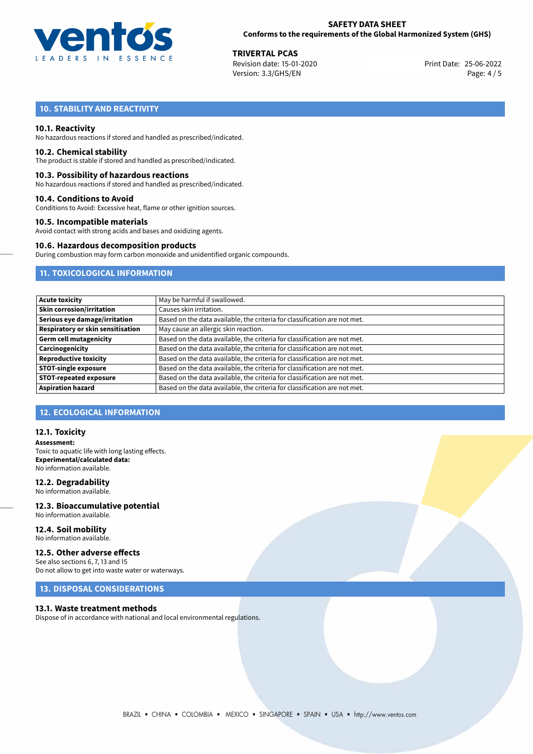## 10. STABILITY AND REACTIVITY

### 10.1. Reactivity
No hazardous reactions if stored and handled as prescribed/indicated.

### 10.2. Chemical stability
The product is stable if stored and handled as prescribed/indicated.

### 10.3. Possibility of hazardous reactions
No hazardous reactions if stored and handled as prescribed/indicated.

### 10.4. Conditions to Avoid
Conditions to Avoid: Excessive heat, flame or other ignition sources.

### 10.5. Incompatible materials
Avoid contact with strong acids and bases and oxidizing agents.

### 10.6. Hazardous decomposition products
During combustion may form carbon monoxide and unidentified organic compounds.

## 11. TOXICOLOGICAL INFORMATION

| | |
|---|---|
| **Acute toxicity** | May be harmful if swallowed. |
| **Skin corrosion/irritation** | Causes skin irritation. |
| **Serious eye damage/irritation** | Based on the data available, the criteria for classification are not met. |
| **Respiratory or skin sensitisation** | May cause an allergic skin reaction. |
| **Germ cell mutagenicity** | Based on the data available, the criteria for classification are not met. |
| **Carcinogenicity** | Based on the data available, the criteria for classification are not met. |
| **Reproductive toxicity** | Based on the data available, the criteria for classification are not met. |
| **STOT-single exposure** | Based on the data available, the criteria for classification are not met. |
| **STOT-repeated exposure** | Based on the data available, the criteria for classification are not met. |
| **Aspiration hazard** | Based on the data available, the criteria for classification are not met. |

## 12. ECOLOGICAL INFORMATION

### 12.1. Toxicity
**Assessment:**
Toxic to aquatic life with long lasting effects.
**Experimental/calculated data:**
No information available.

### 12.2. Degradability
No information available.

### 12.3. Bioaccumulative potential
No information available.

### 12.4. Soil mobility
No information available.

### 12.5. Other adverse effects
See also sections 6, 7, 13 and 15
Do not allow to get into waste water or waterways.

## 13. DISPOSAL CONSIDERATIONS

### 13.1. Waste treatment methods
Dispose of in accordance with national and local environmental regulations.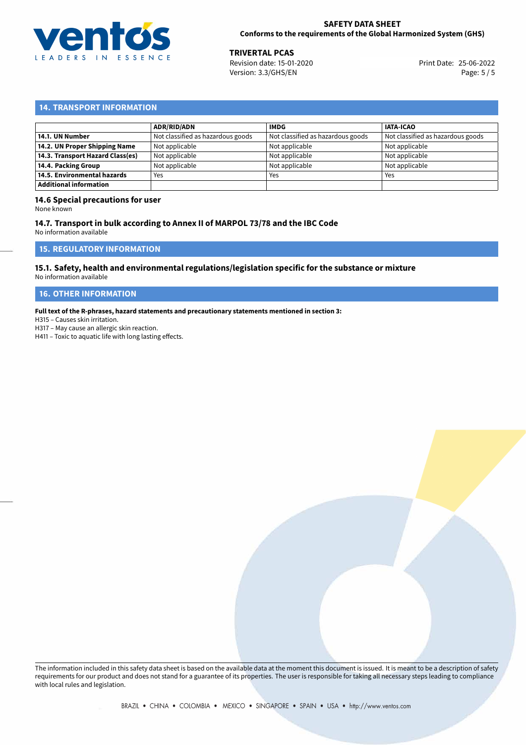## 14. TRANSPORT INFORMATION

| | ADR/RID/ADN | IMDG | IATA-ICAO |
|---|---|---|---|
| **14.1. UN Number** | Not classified as hazardous goods | Not classified as hazardous goods | Not classified as hazardous goods |
| **14.2. UN Proper Shipping Name** | Not applicable | Not applicable | Not applicable |
| **14.3. Transport Hazard Class(es)** | Not applicable | Not applicable | Not applicable |
| **14.4. Packing Group** | Not applicable | Not applicable | Not applicable |
| **14.5. Environmental hazards** | Yes | Yes | Yes |
| **Additional information** | | | |

### 14.6 Special precautions for user

None known

### 14.7. Transport in bulk according to Annex II of MARPOL 73/78 and the IBC Code

No information available

## 15. REGULATORY INFORMATION

### 15.1. Safety, health and environmental regulations/legislation specific for the substance or mixture

No information available

## 16. OTHER INFORMATION

**Full text of the R-phrases, hazard statements and precautionary statements mentioned in section 3:**

H315 – Causes skin irritation.
H317 – May cause an allergic skin reaction.
H411 – Toxic to aquatic life with long lasting effects.

The information included in this safety data sheet is based on the available data at the moment this document is issued. It is meant to be a description of safety requirements for our product and does not stand for a guarantee of its properties. The user is responsible for taking all necessary steps leading to compliance with local rules and legislation.